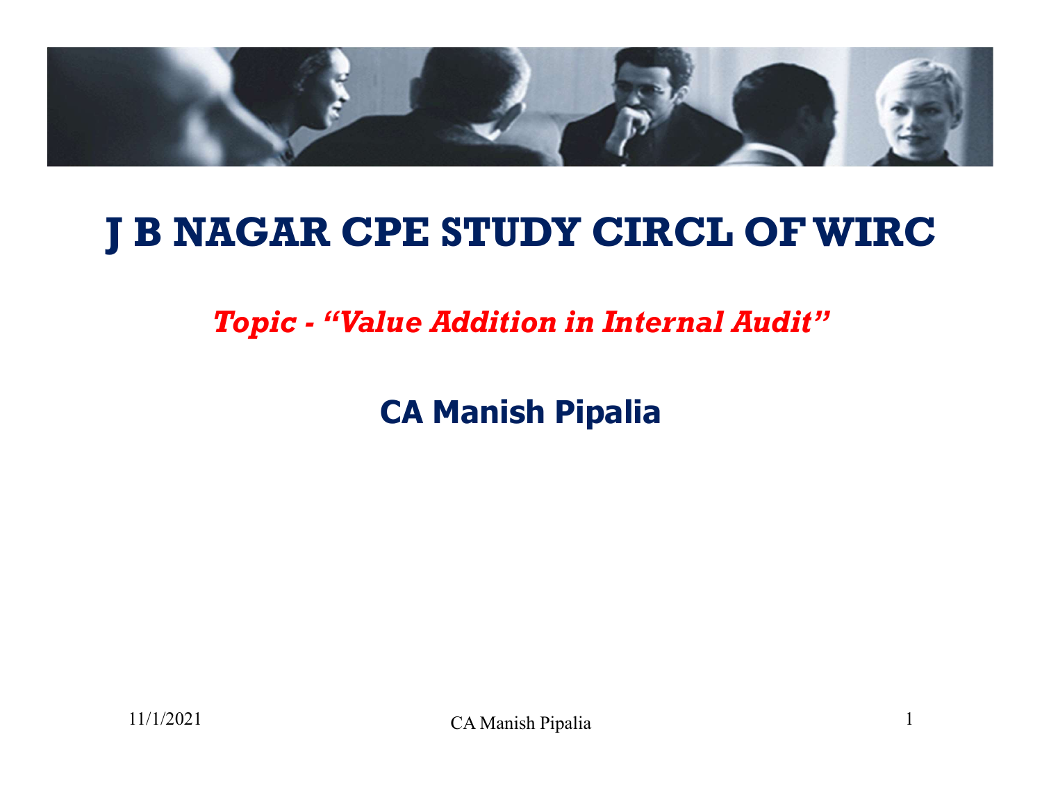# J B NAGAR CPE STUDY CIRCL OF WIRC

***Topic - "Value Addition in Internal Audit"***

**CA Manish Pipalia**

11/1/2021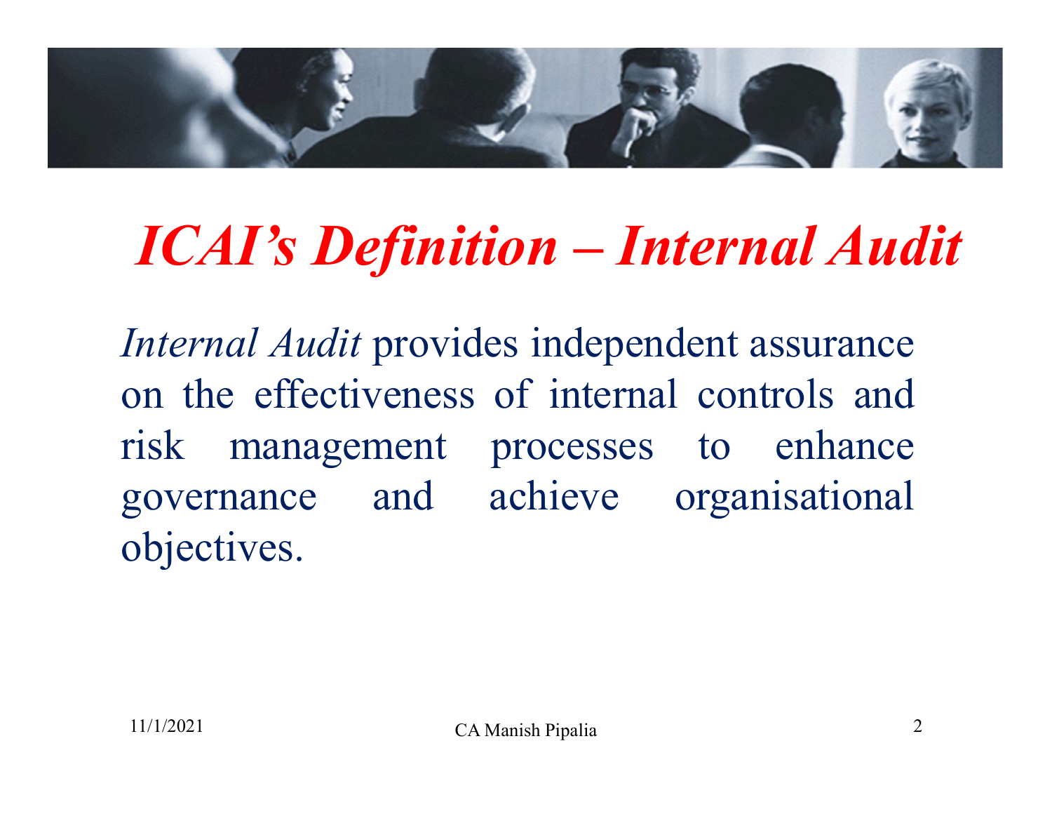# *ICAI's Definition – Internal Audit*

*Internal Audit* provides independent assurance on the effectiveness of internal controls and risk management processes to enhance governance and achieve organisational objectives.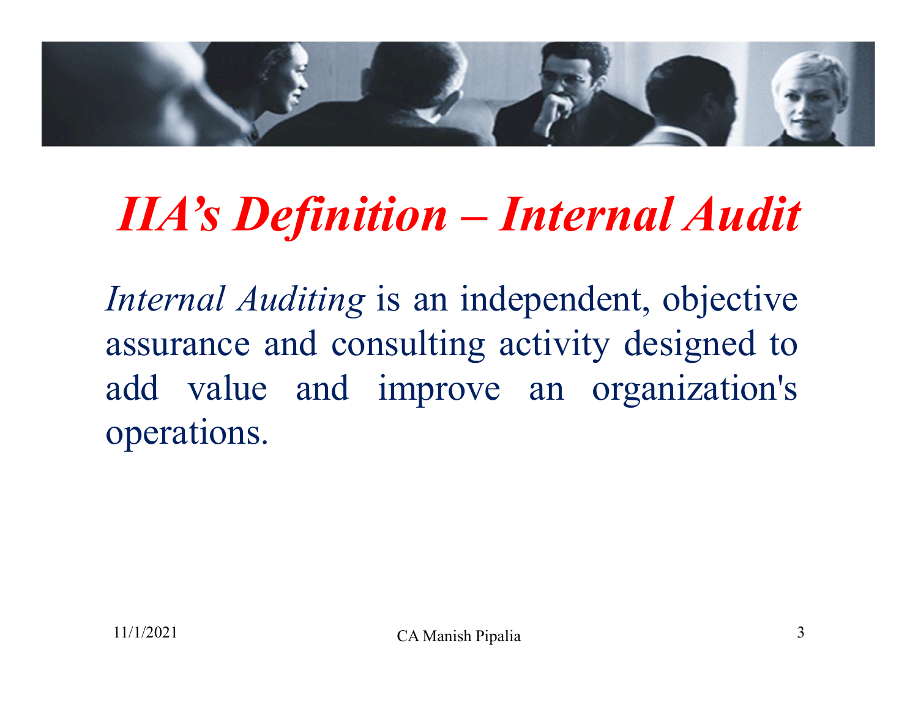# *IIA's Definition – Internal Audit*

*Internal Auditing* is an independent, objective assurance and consulting activity designed to add value and improve an organization's operations.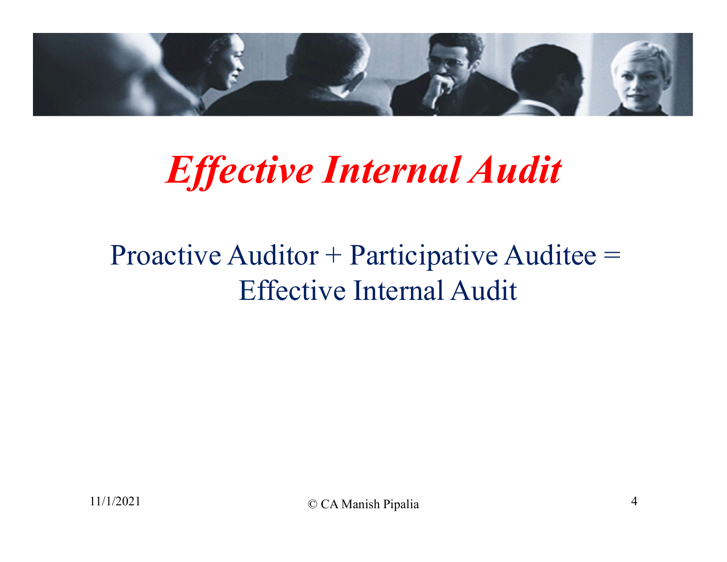# *Effective Internal Audit*

Proactive Auditor + Participative Auditee = Effective Internal Audit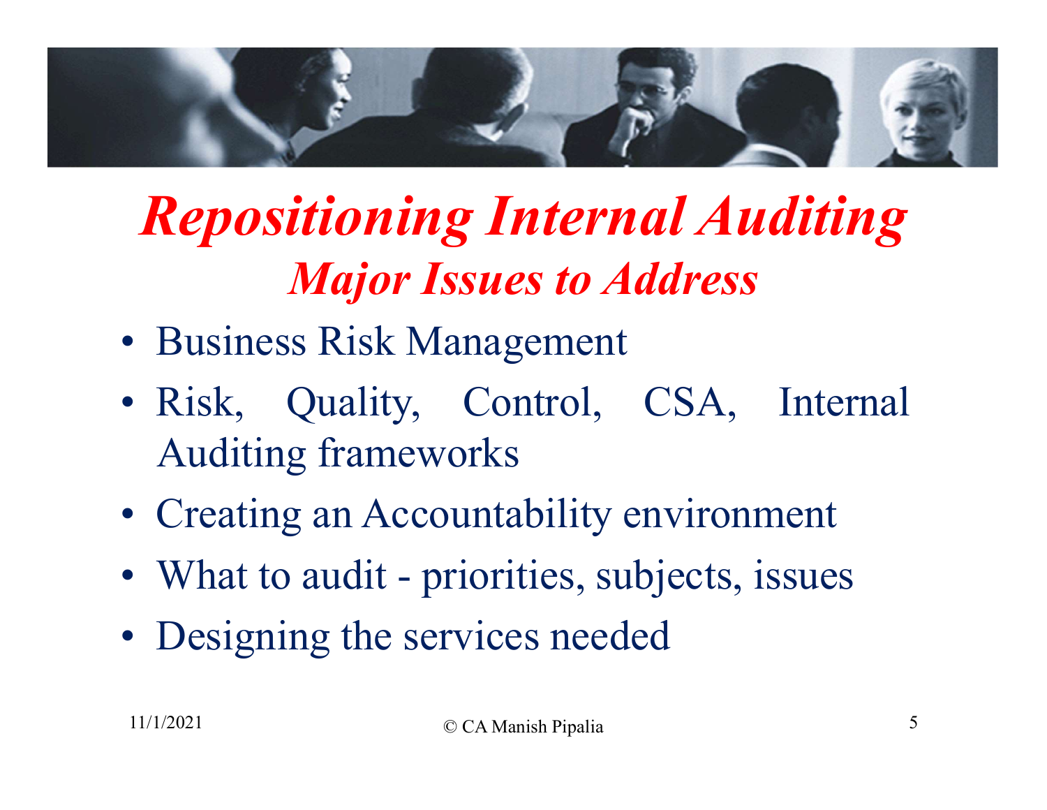# *Repositioning Internal Auditing*

## *Major Issues to Address*

- Business Risk Management
- Risk, Quality, Control, CSA, Internal Auditing frameworks
- Creating an Accountability environment
- What to audit - priorities, subjects, issues
- Designing the services needed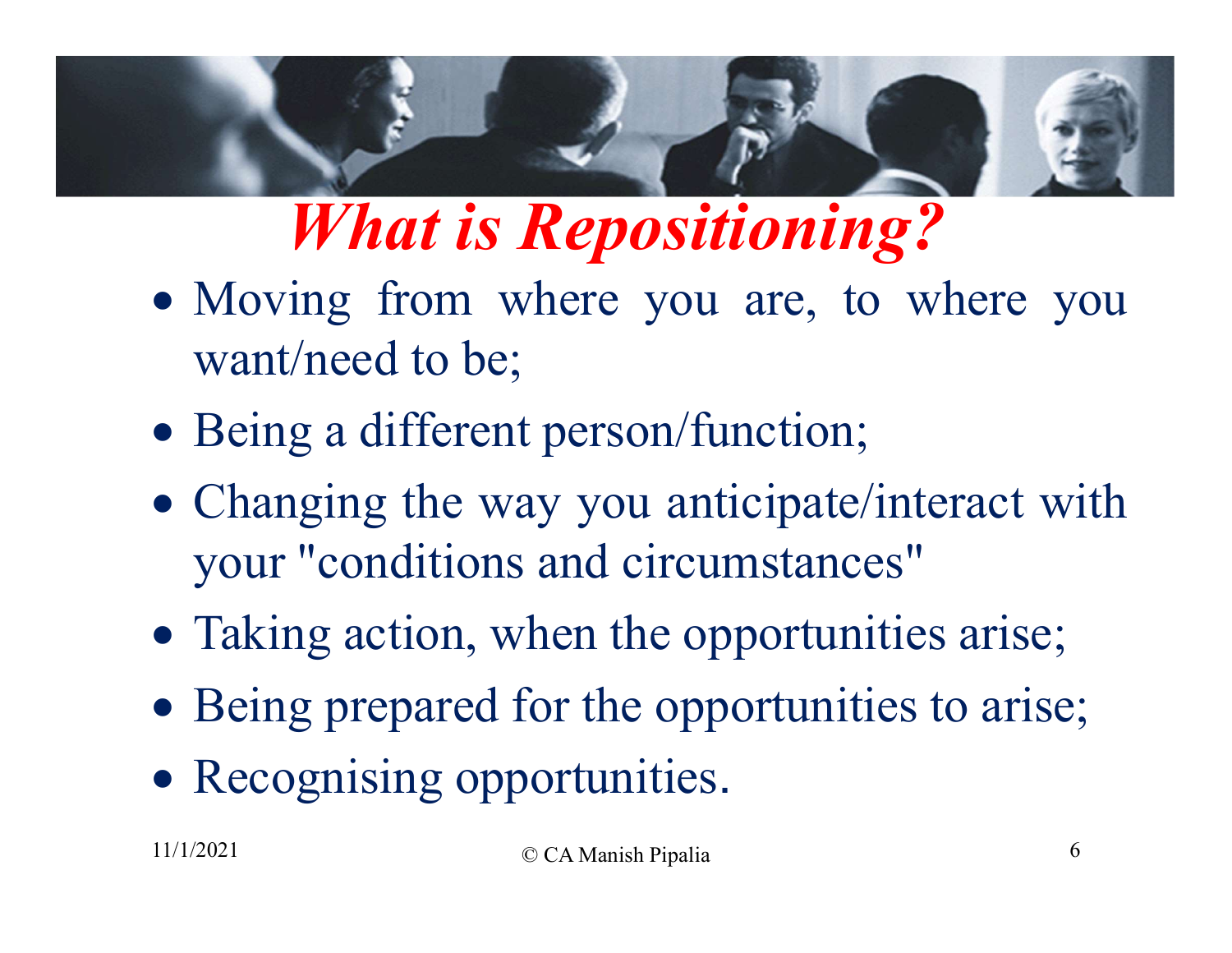# *What is Repositioning?*

- Moving from where you are, to where you want/need to be;
- Being a different person/function;
- Changing the way you anticipate/interact with your "conditions and circumstances"
- Taking action, when the opportunities arise;
- Being prepared for the opportunities to arise;
- Recognising opportunities.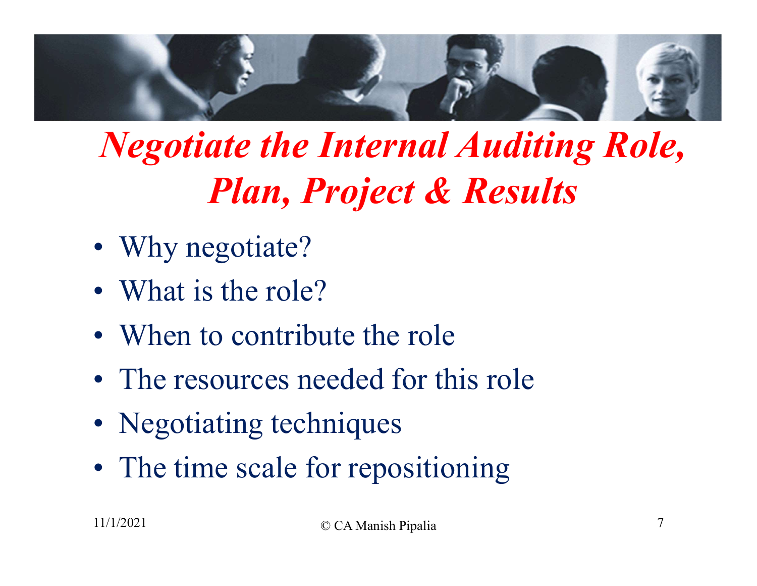# *Negotiate the Internal Auditing Role, Plan, Project & Results*

- Why negotiate?
- What is the role?
- When to contribute the role
- The resources needed for this role
- Negotiating techniques
- The time scale for repositioning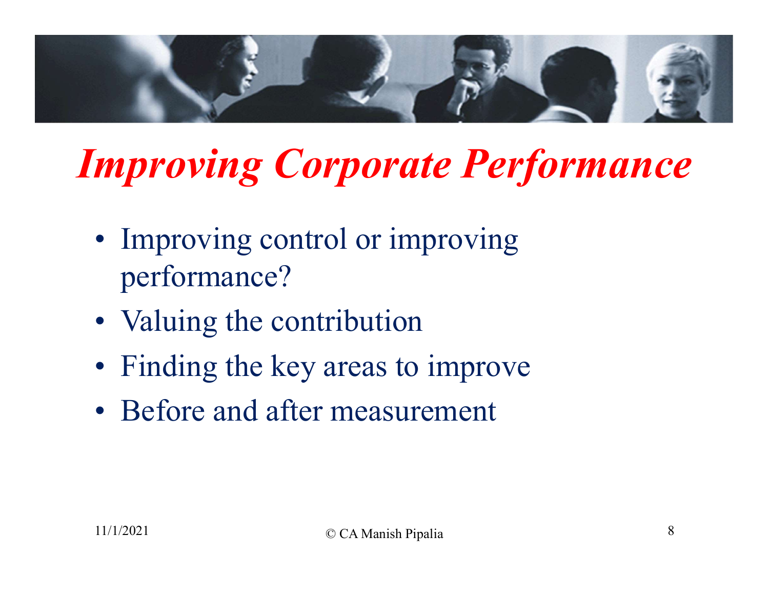# *Improving Corporate Performance*

- Improving control or improving performance?
- Valuing the contribution
- Finding the key areas to improve
- Before and after measurement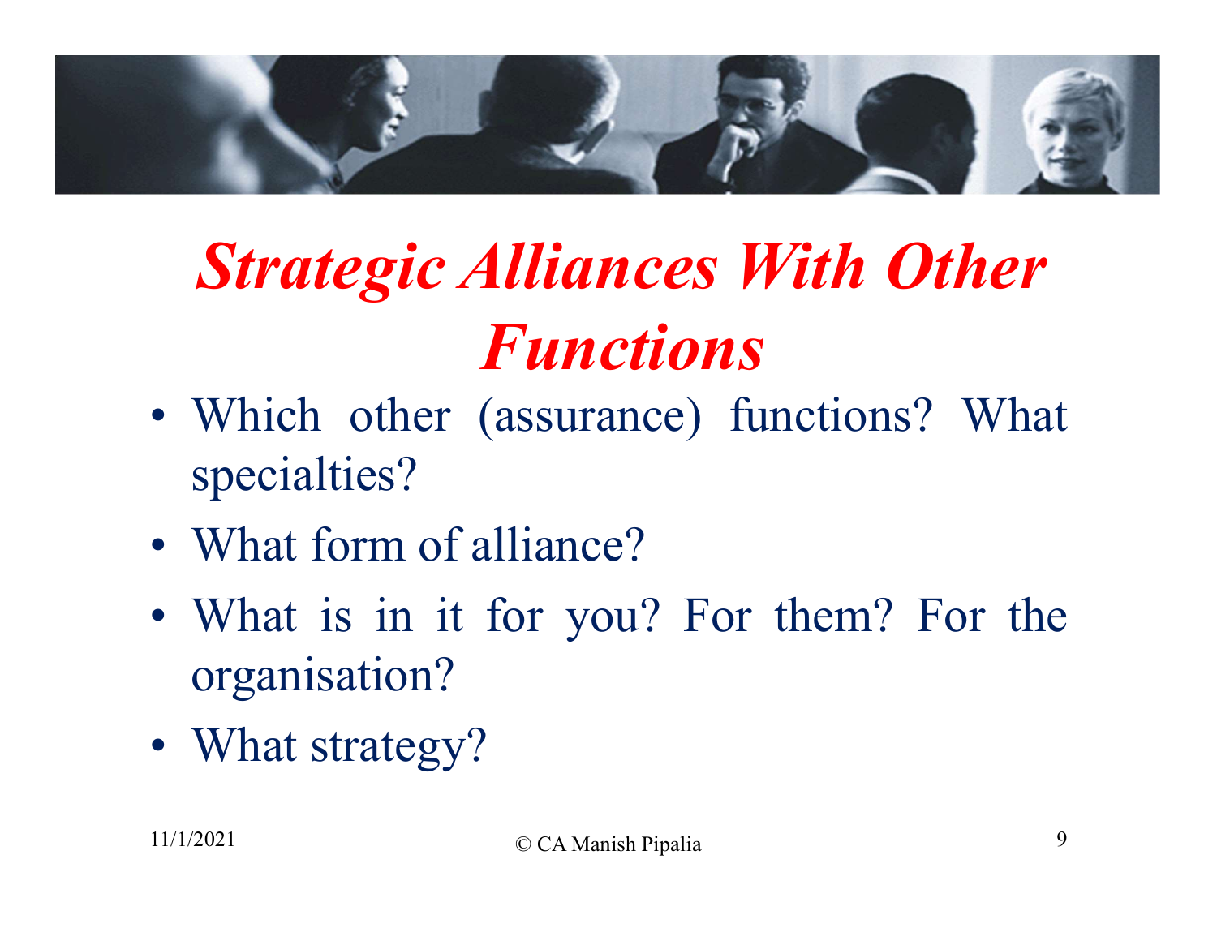# *Strategic Alliances With Other Functions*

- Which other (assurance) functions? What specialties?
- What form of alliance?
- What is in it for you? For them? For the organisation?
- What strategy?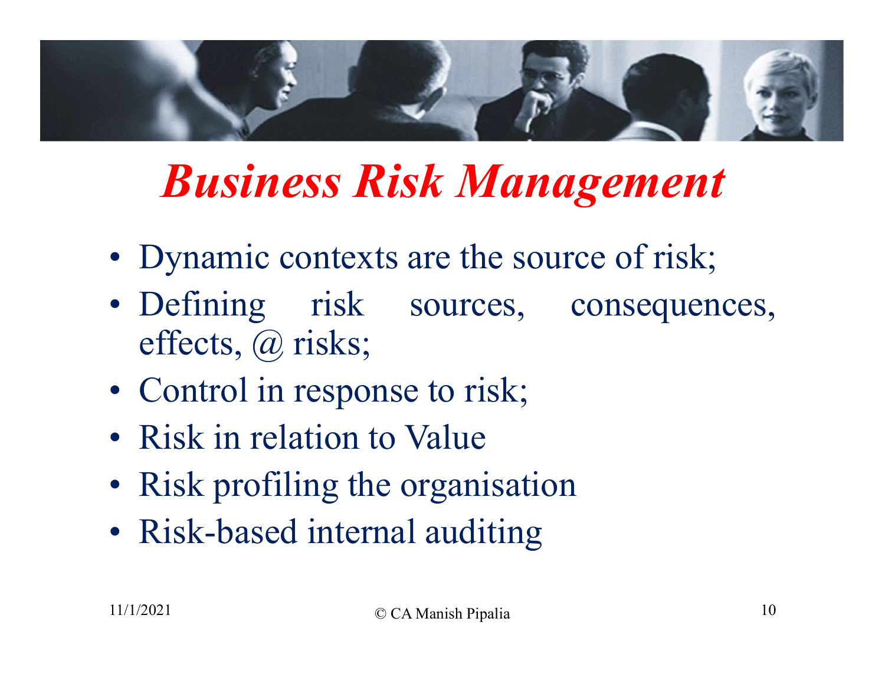# *Business Risk Management*

- Dynamic contexts are the source of risk;
- Defining risk sources, consequences, effects, @ risks;
- Control in response to risk;
- Risk in relation to Value
- Risk profiling the organisation
- Risk-based internal auditing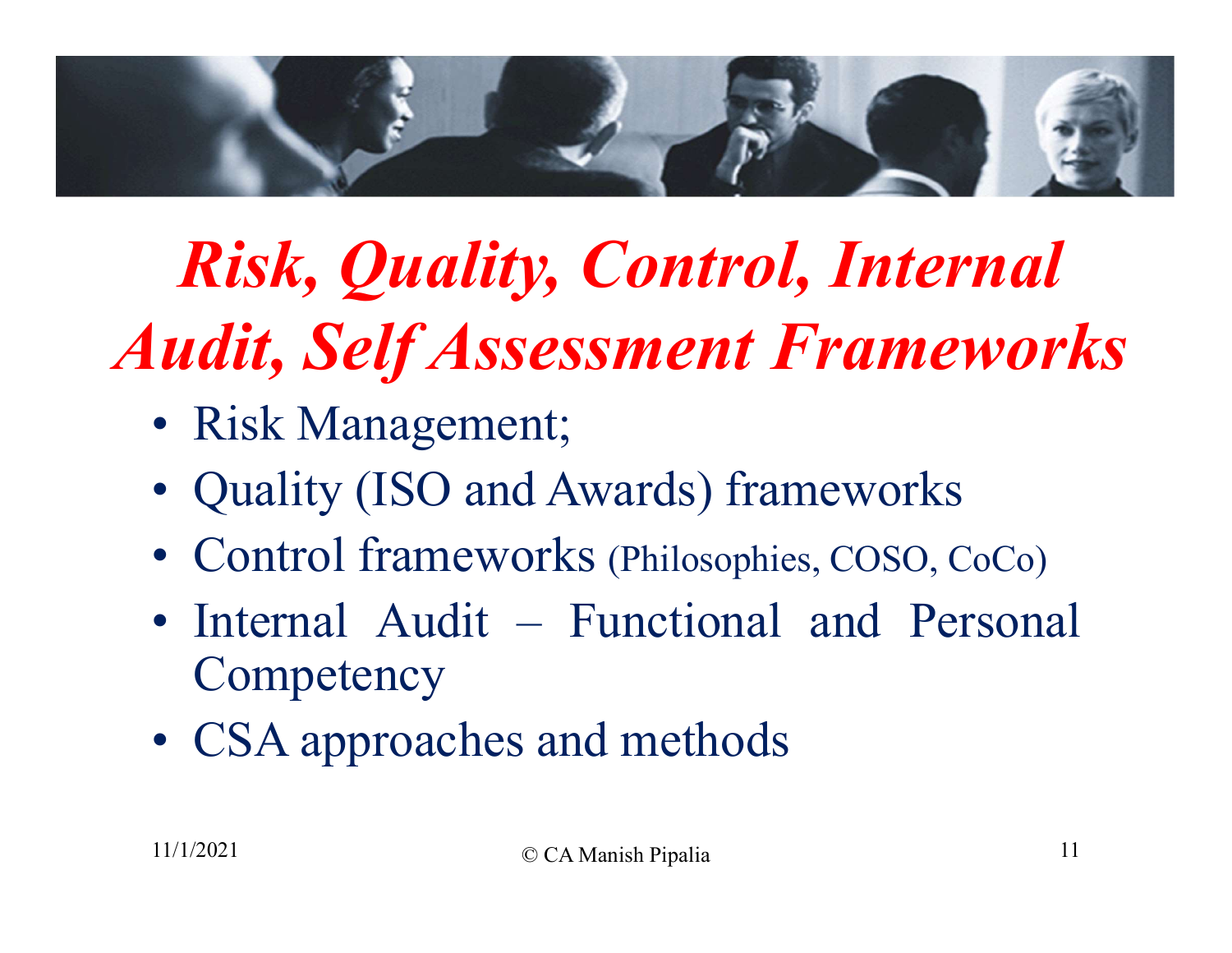# *Risk, Quality, Control, Internal Audit, Self Assessment Frameworks*

- Risk Management;
- Quality (ISO and Awards) frameworks
- Control frameworks (Philosophies, COSO, CoCo)
- Internal Audit – Functional and Personal Competency
- CSA approaches and methods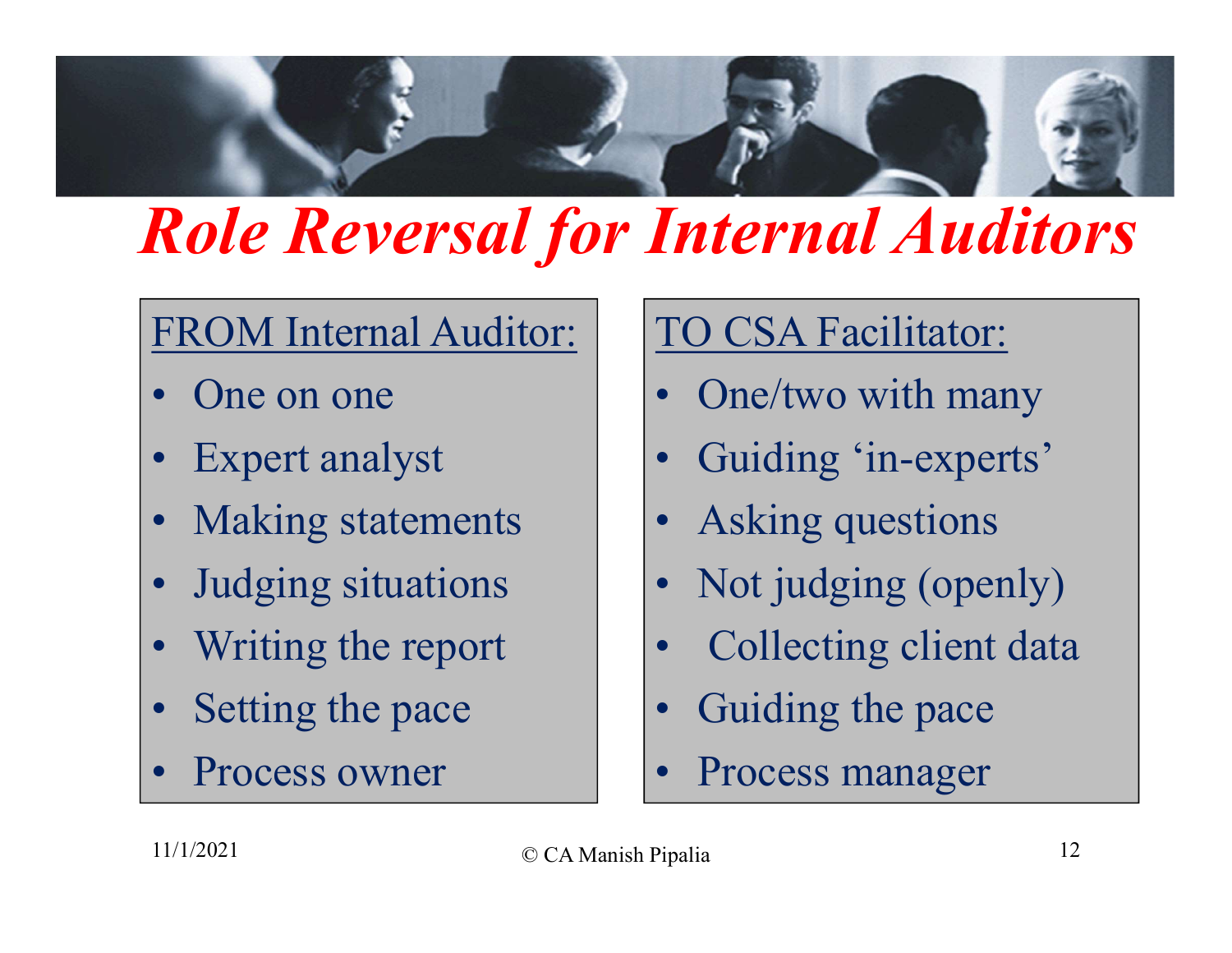# *Role Reversal for Internal Auditors*

| FROM Internal Auditor: | TO CSA Facilitator: |
| --- | --- |
| One on one | One/two with many |
| Expert analyst | Guiding 'in-experts' |
| Making statements | Asking questions |
| Judging situations | Not judging (openly) |
| Writing the report | Collecting client data |
| Setting the pace | Guiding the pace |
| Process owner | Process manager |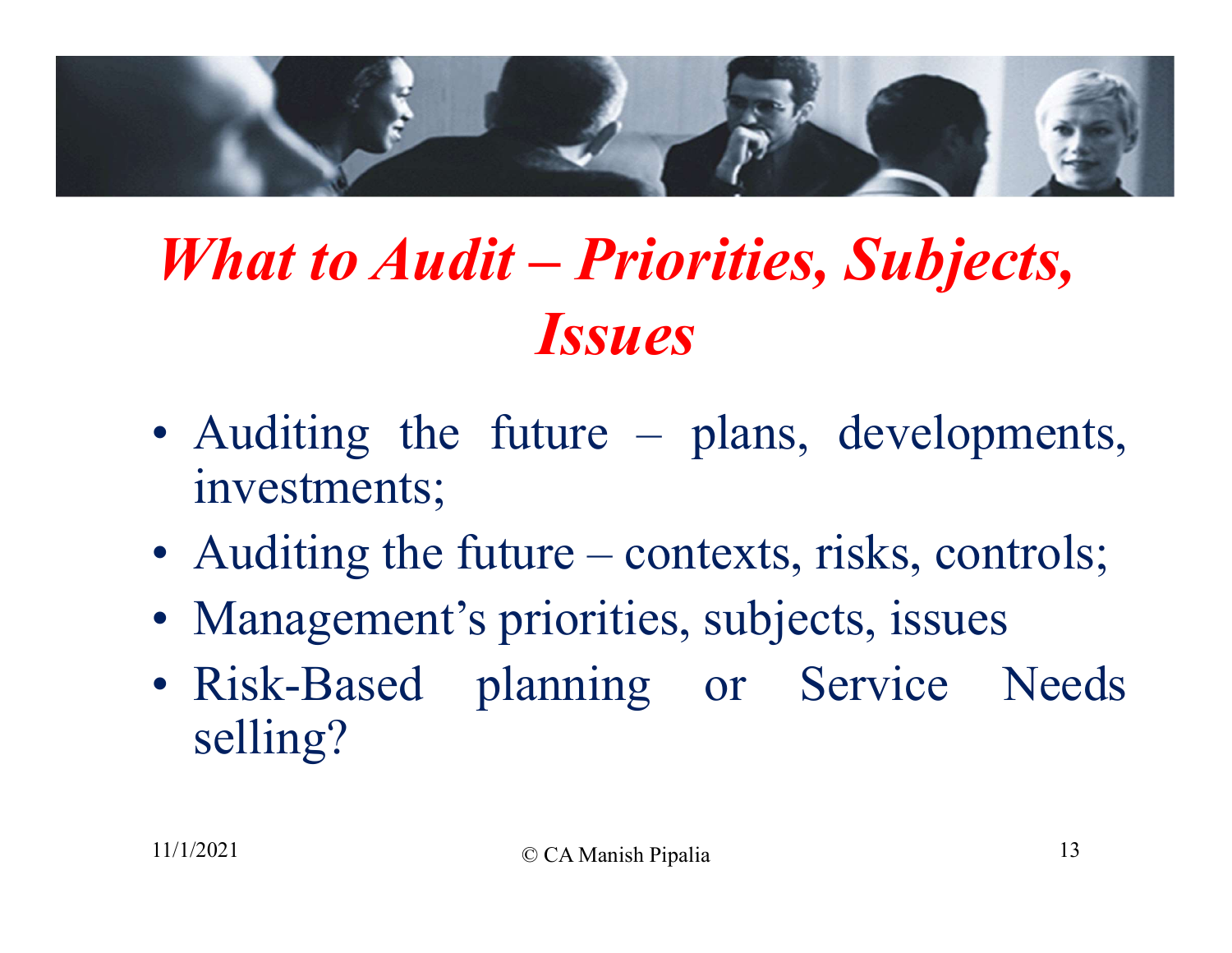# *What to Audit – Priorities, Subjects, Issues*

- Auditing the future – plans, developments, investments;
- Auditing the future – contexts, risks, controls;
- Management's priorities, subjects, issues
- Risk-Based planning or Service Needs selling?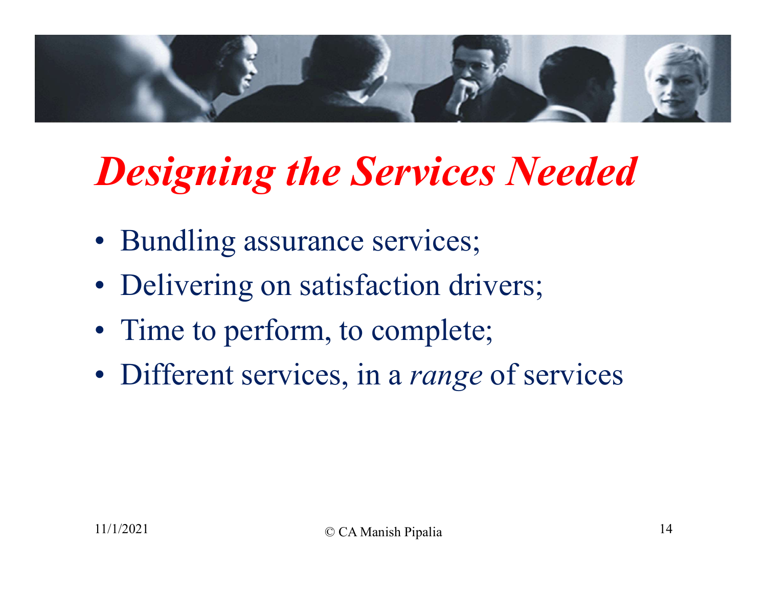# *Designing the Services Needed*

- Bundling assurance services;
- Delivering on satisfaction drivers;
- Time to perform, to complete;
- Different services, in a *range* of services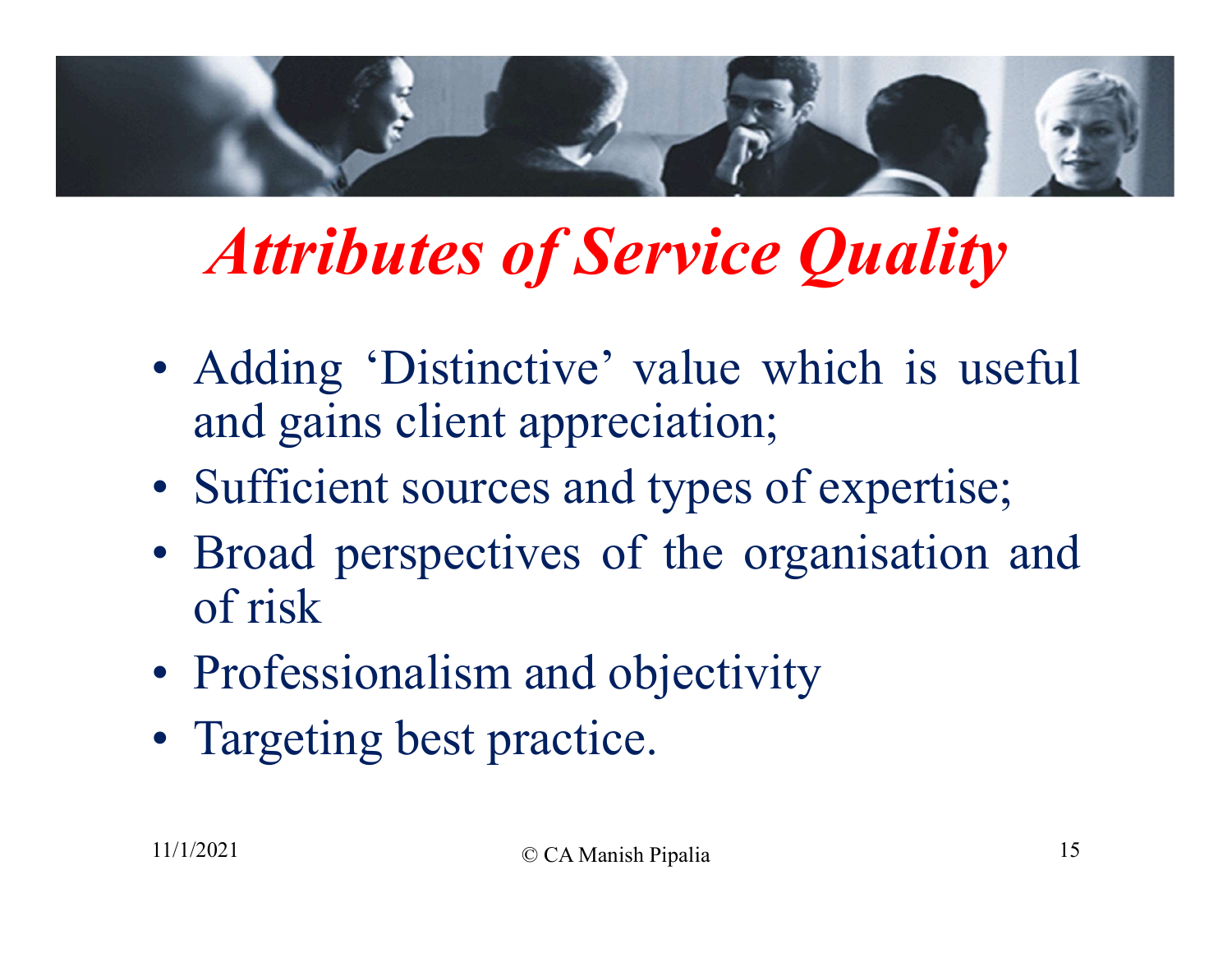# *Attributes of Service Quality*

- Adding ‘Distinctive’ value which is useful and gains client appreciation;
- Sufficient sources and types of expertise;
- Broad perspectives of the organisation and of risk
- Professionalism and objectivity
- Targeting best practice.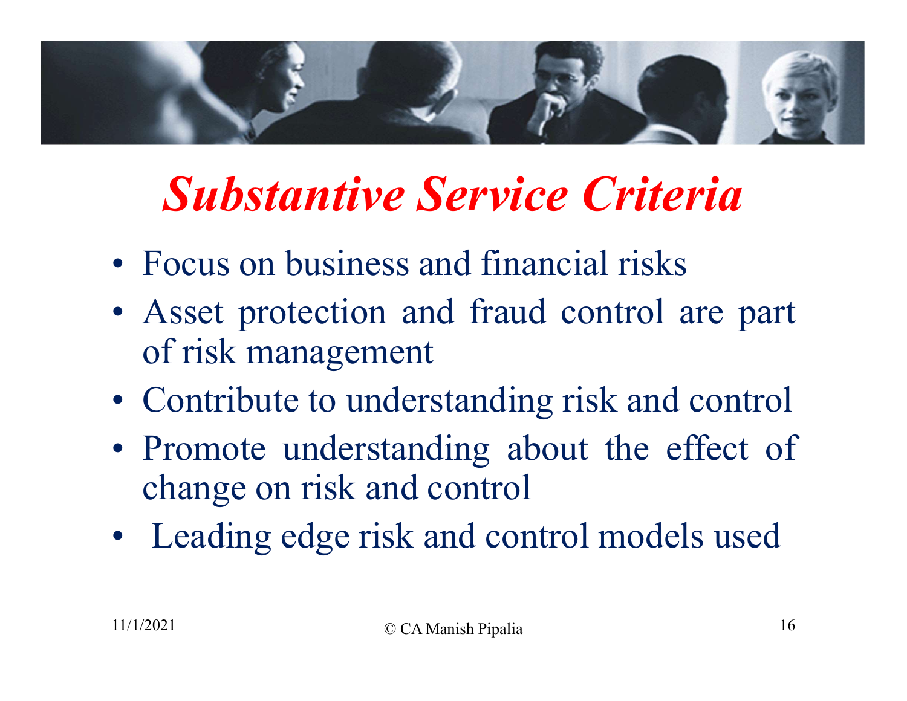# *Substantive Service Criteria*

- Focus on business and financial risks
- Asset protection and fraud control are part of risk management
- Contribute to understanding risk and control
- Promote understanding about the effect of change on risk and control
- Leading edge risk and control models used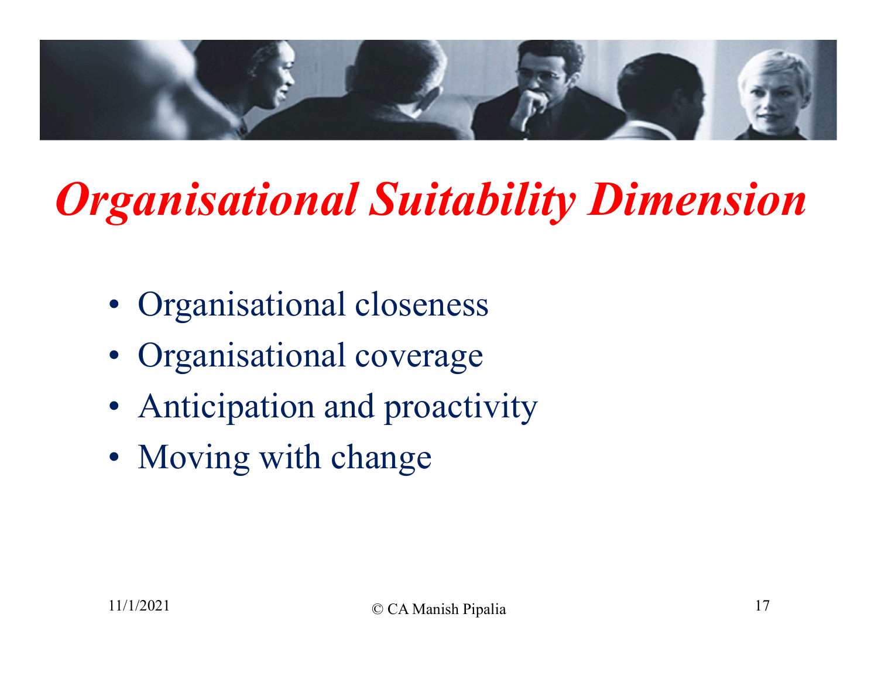# *Organisational Suitability Dimension*

- Organisational closeness
- Organisational coverage
- Anticipation and proactivity
- Moving with change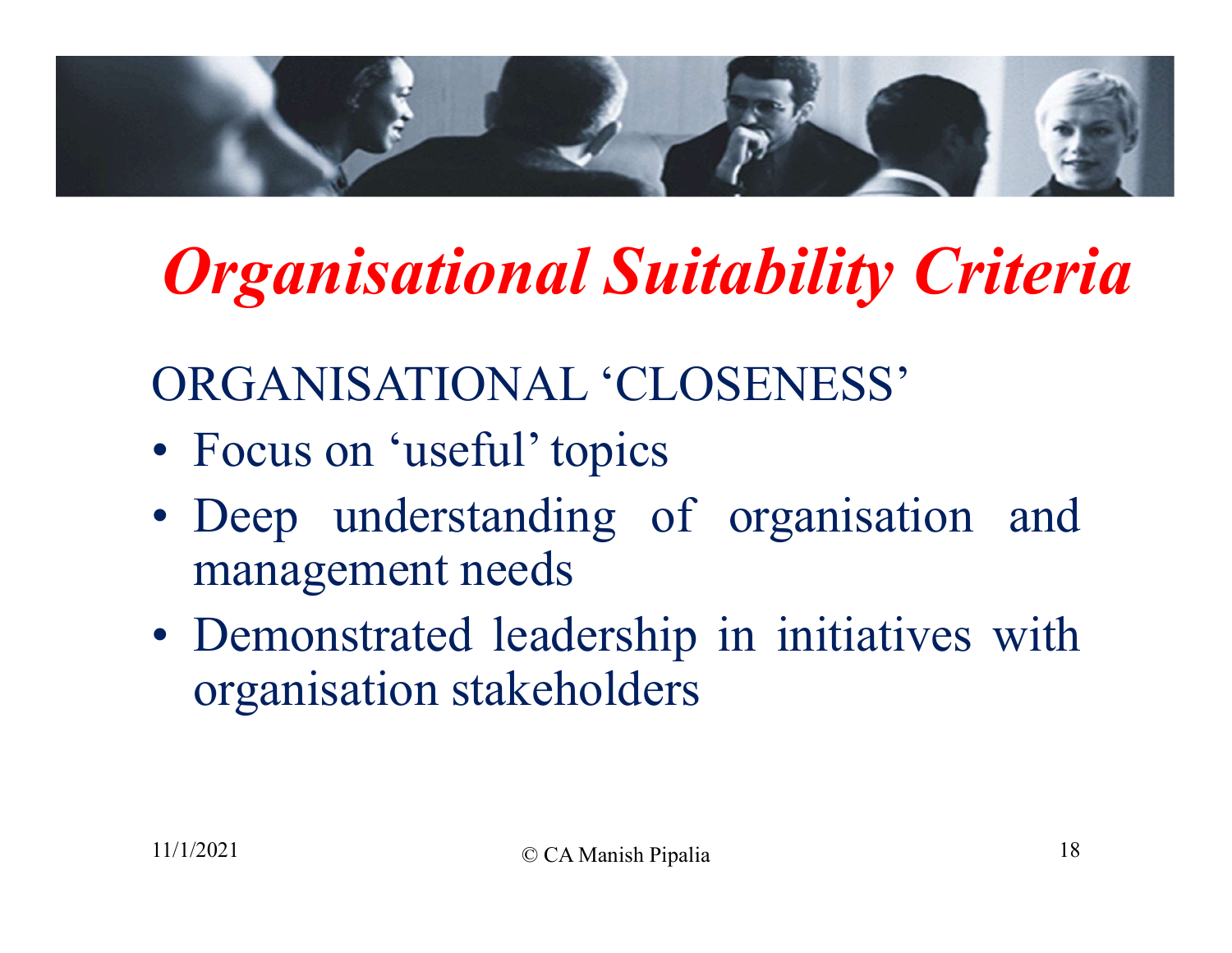# *Organisational Suitability Criteria*

ORGANISATIONAL 'CLOSENESS'

- Focus on 'useful' topics
- Deep understanding of organisation and management needs
- Demonstrated leadership in initiatives with organisation stakeholders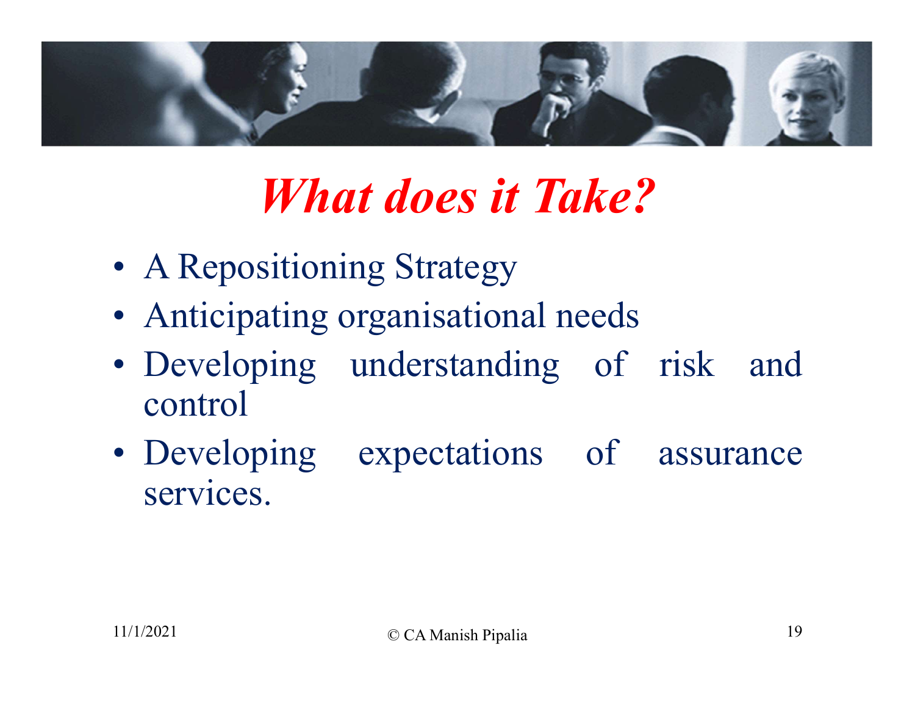# *What does it Take?*

- A Repositioning Strategy
- Anticipating organisational needs
- Developing understanding of risk and control
- Developing expectations of assurance services.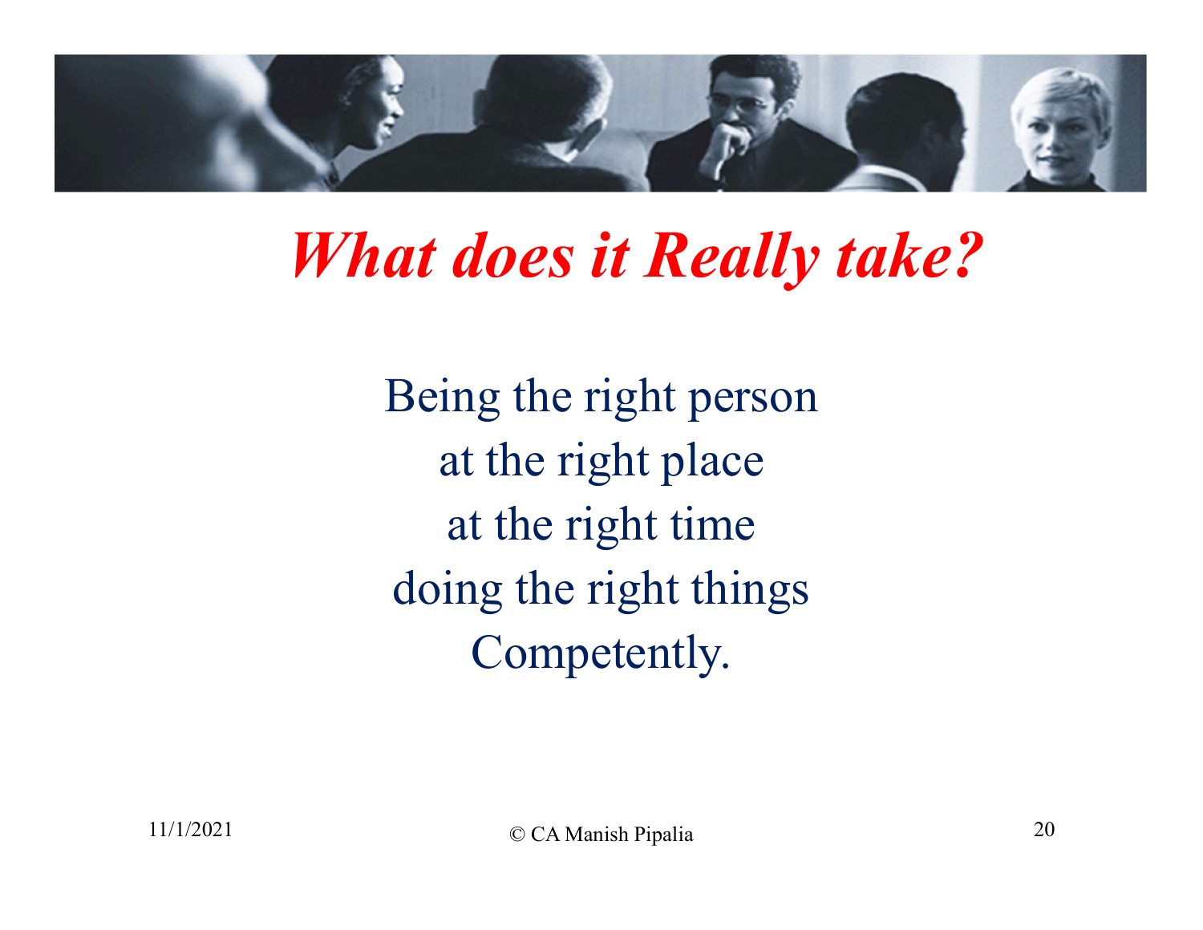# *What does it Really take?*

Being the right person
at the right place
at the right time
doing the right things
Competently.